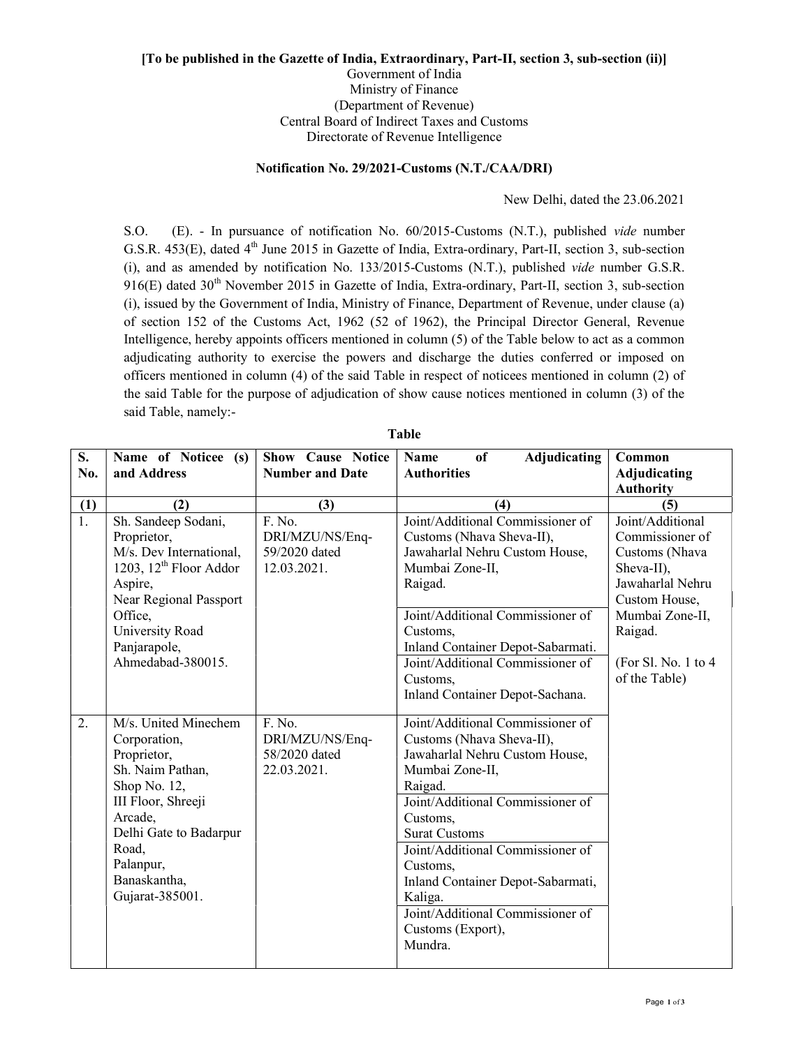**[To be published in the Gazette of India, Extraordinary, Part-II, section 3, sub-section (ii)]**

Government of India
Ministry of Finance
(Department of Revenue)
Central Board of Indirect Taxes and Customs
Directorate of Revenue Intelligence

**Notification No. 29/2021-Customs (N.T./CAA/DRI)**

New Delhi, dated the 23.06.2021

S.O. (E). - In pursuance of notification No. 60/2015-Customs (N.T.), published *vide* number G.S.R. 453(E), dated 4th June 2015 in Gazette of India, Extra-ordinary, Part-II, section 3, sub-section (i), and as amended by notification No. 133/2015-Customs (N.T.), published *vide* number G.S.R. 916(E) dated 30th November 2015 in Gazette of India, Extra-ordinary, Part-II, section 3, sub-section (i), issued by the Government of India, Ministry of Finance, Department of Revenue, under clause (a) of section 152 of the Customs Act, 1962 (52 of 1962), the Principal Director General, Revenue Intelligence, hereby appoints officers mentioned in column (5) of the Table below to act as a common adjudicating authority to exercise the powers and discharge the duties conferred or imposed on officers mentioned in column (4) of the said Table in respect of noticees mentioned in column (2) of the said Table for the purpose of adjudication of show cause notices mentioned in column (3) of the said Table, namely:-

**Table**

| S. No. | Name of Noticee (s) and Address | Show Cause Notice Number and Date | Name of Adjudicating Authorities | Common Adjudicating Authority |
|---|---|---|---|---|
| (1) | (2) | (3) | (4) | (5) |
| 1. | Sh. Sandeep Sodani, Proprietor, M/s. Dev International, 1203, 12th Floor Addor Aspire, Near Regional Passport Office, University Road Panjarapole, Ahmedabad-380015. | F. No. DRI/MZU/NS/Enq-59/2020 dated 12.03.2021. | Joint/Additional Commissioner of Customs (Nhava Sheva-II), Jawaharlal Nehru Custom House, Mumbai Zone-II, Raigad. | Joint/Additional Commissioner of Customs (Nhava Sheva-II), Jawaharlal Nehru Custom House, Mumbai Zone-II, Raigad. (For Sl. No. 1 to 4 of the Table) |
| | | | Joint/Additional Commissioner of Customs, Inland Container Depot-Sabarmati. | |
| | | | Joint/Additional Commissioner of Customs, Inland Container Depot-Sachana. | |
| 2. | M/s. United Minechem Corporation, Proprietor, Sh. Naim Pathan, Shop No. 12, III Floor, Shreeji Arcade, Delhi Gate to Badarpur Road, Palanpur, Banaskantha, Gujarat-385001. | F. No. DRI/MZU/NS/Enq-58/2020 dated 22.03.2021. | Joint/Additional Commissioner of Customs (Nhava Sheva-II), Jawaharlal Nehru Custom House, Mumbai Zone-II, Raigad. | |
| | | | Joint/Additional Commissioner of Customs, Surat Customs | |
| | | | Joint/Additional Commissioner of Customs, Inland Container Depot-Sabarmati, Kaliga. | |
| | | | Joint/Additional Commissioner of Customs (Export), Mundra. | |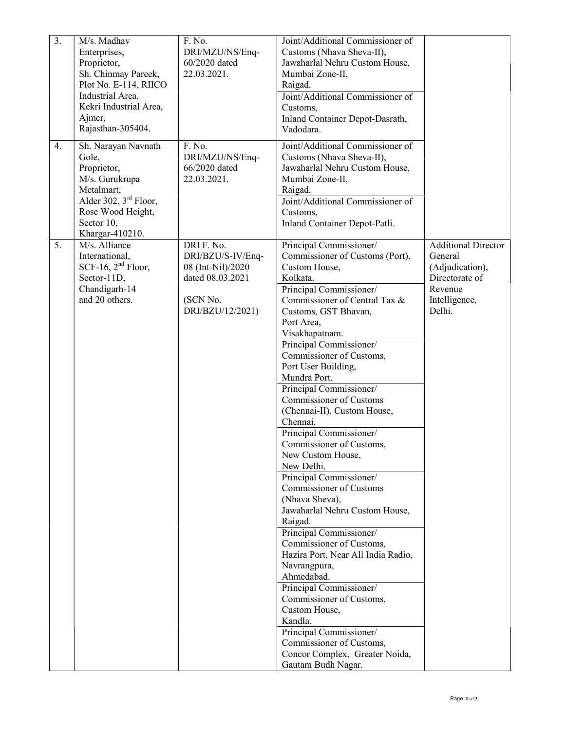| 3. | M/s. Madhav Enterprises, Proprietor, Sh. Chinmay Pareek, Plot No. E-114, RIICO Industrial Area, Kekri Industrial Area, Ajmer, Rajasthan-305404. | F. No. DRI/MZU/NS/Enq-60/2020 dated 22.03.2021. | Joint/Additional Commissioner of Customs (Nhava Sheva-II), Jawaharlal Nehru Custom House, Mumbai Zone-II, Raigad. | |
|---|---|---|---|---|
| | | | Joint/Additional Commissioner of Customs, Inland Container Depot-Dasrath, Vadodara. | |
| 4. | Sh. Narayan Navnath Gole, Proprietor, M/s. Gurukrupa Metalmart, Alder 302, 3rd Floor, Rose Wood Height, Sector 10, Khargar-410210. | F. No. DRI/MZU/NS/Enq-66/2020 dated 22.03.2021. | Joint/Additional Commissioner of Customs (Nhava Sheva-II), Jawaharlal Nehru Custom House, Mumbai Zone-II, Raigad. | |
| | | | Joint/Additional Commissioner of Customs, Inland Container Depot-Patli. | |
| 5. | M/s. Alliance International, SCF-16, 2nd Floor, Sector-11D, Chandigarh-14 and 20 others. | DRI F. No. DRI/BZU/S-IV/Enq-08 (Int-Nil)/2020 dated 08.03.2021 (SCN No. DRI/BZU/12/2021) | Principal Commissioner/ Commissioner of Customs (Port), Custom House, Kolkata. | Additional Director General (Adjudication), Directorate of Revenue Intelligence, Delhi. |
| | | | Principal Commissioner/ Commissioner of Central Tax & Customs, GST Bhavan, Port Area, Visakhapatnam. | |
| | | | Principal Commissioner/ Commissioner of Customs, Port User Building, Mundra Port. | |
| | | | Principal Commissioner/ Commissioner of Customs (Chennai-II), Custom House, Chennai. | |
| | | | Principal Commissioner/ Commissioner of Customs, New Custom House, New Delhi. | |
| | | | Principal Commissioner/ Commissioner of Customs (Nhava Sheva), Jawaharlal Nehru Custom House, Raigad. | |
| | | | Principal Commissioner/ Commissioner of Customs, Hazira Port, Near All India Radio, Navrangpura, Ahmedabad. | |
| | | | Principal Commissioner/ Commissioner of Customs, Custom House, Kandla. | |
| | | | Principal Commissioner/ Commissioner of Customs, Concor Complex, Greater Noida, Gautam Budh Nagar. | |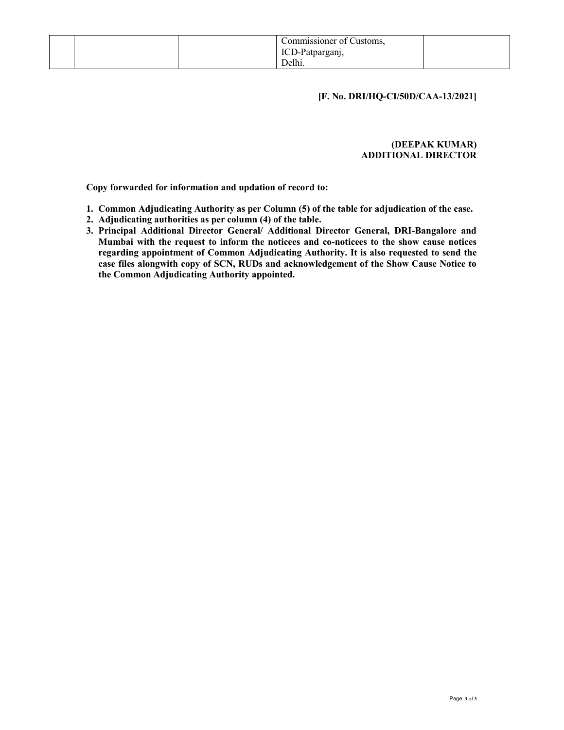| | | | | |
|---|---|---|---|---|
| | | | Commissioner of Customs, ICD-Patparganj, Delhi. | |

**[F. No. DRI/HQ-CI/50D/CAA-13/2021]**

**(DEEPAK KUMAR)**
**ADDITIONAL DIRECTOR**

**Copy forwarded for information and updation of record to:**

1. **Common Adjudicating Authority as per Column (5) of the table for adjudication of the case.**
2. **Adjudicating authorities as per column (4) of the table.**
3. **Principal Additional Director General/ Additional Director General, DRI-Bangalore and Mumbai with the request to inform the noticees and co-noticees to the show cause notices regarding appointment of Common Adjudicating Authority. It is also requested to send the case files alongwith copy of SCN, RUDs and acknowledgement of the Show Cause Notice to the Common Adjudicating Authority appointed.**